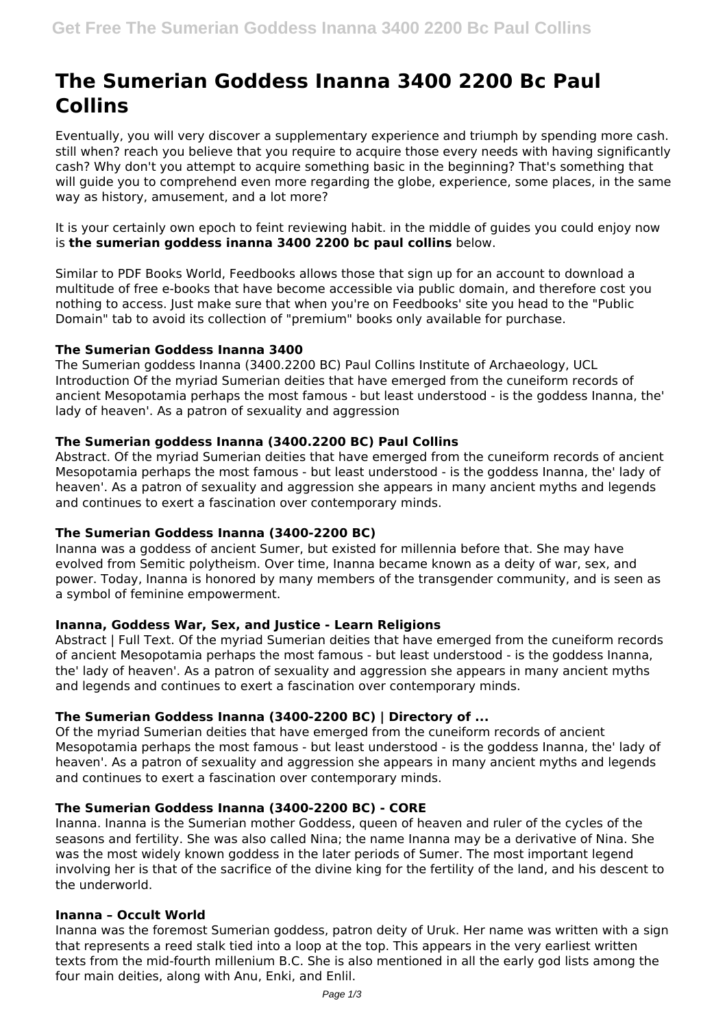# The Sumerian Goddess Inanna 3400 2200 Bc Paul Collins

Eventually, you will very discover a supplementary experience and triumph by spending more cash. still when? reach you believe that you require to acquire those every needs with having significantly cash? Why don't you attempt to acquire something basic in the beginning? That's something that will guide you to comprehend even more regarding the globe, experience, some places, in the same way as history, amusement, and a lot more?

It is your certainly own epoch to feint reviewing habit. in the middle of guides you could enjoy now is **the sumerian goddess inanna 3400 2200 bc paul collins** below.

Similar to PDF Books World, Feedbooks allows those that sign up for an account to download a multitude of free e-books that have become accessible via public domain, and therefore cost you nothing to access. Just make sure that when you're on Feedbooks' site you head to the "Public Domain" tab to avoid its collection of "premium" books only available for purchase.

### The Sumerian Goddess Inanna 3400

The Sumerian goddess Inanna (3400.2200 BC) Paul Collins Institute of Archaeology, UCL Introduction Of the myriad Sumerian deities that have emerged from the cuneiform records of ancient Mesopotamia perhaps the most famous - but least understood - is the goddess Inanna, the' lady of heaven'. As a patron of sexuality and aggression

### The Sumerian goddess Inanna (3400.2200 BC) Paul Collins

Abstract. Of the myriad Sumerian deities that have emerged from the cuneiform records of ancient Mesopotamia perhaps the most famous - but least understood - is the goddess Inanna, the' lady of heaven'. As a patron of sexuality and aggression she appears in many ancient myths and legends and continues to exert a fascination over contemporary minds.

### The Sumerian Goddess Inanna (3400-2200 BC)

Inanna was a goddess of ancient Sumer, but existed for millennia before that. She may have evolved from Semitic polytheism. Over time, Inanna became known as a deity of war, sex, and power. Today, Inanna is honored by many members of the transgender community, and is seen as a symbol of feminine empowerment.

### Inanna, Goddess War, Sex, and Justice - Learn Religions

Abstract | Full Text. Of the myriad Sumerian deities that have emerged from the cuneiform records of ancient Mesopotamia perhaps the most famous - but least understood - is the goddess Inanna, the' lady of heaven'. As a patron of sexuality and aggression she appears in many ancient myths and legends and continues to exert a fascination over contemporary minds.

### The Sumerian Goddess Inanna (3400-2200 BC) | Directory of ...

Of the myriad Sumerian deities that have emerged from the cuneiform records of ancient Mesopotamia perhaps the most famous - but least understood - is the goddess Inanna, the' lady of heaven'. As a patron of sexuality and aggression she appears in many ancient myths and legends and continues to exert a fascination over contemporary minds.

### The Sumerian Goddess Inanna (3400-2200 BC) - CORE

Inanna. Inanna is the Sumerian mother Goddess, queen of heaven and ruler of the cycles of the seasons and fertility. She was also called Nina; the name Inanna may be a derivative of Nina. She was the most widely known goddess in the later periods of Sumer. The most important legend involving her is that of the sacrifice of the divine king for the fertility of the land, and his descent to the underworld.

### Inanna – Occult World

Inanna was the foremost Sumerian goddess, patron deity of Uruk. Her name was written with a sign that represents a reed stalk tied into a loop at the top. This appears in the very earliest written texts from the mid-fourth millenium B.C. She is also mentioned in all the early god lists among the four main deities, along with Anu, Enki, and Enlil.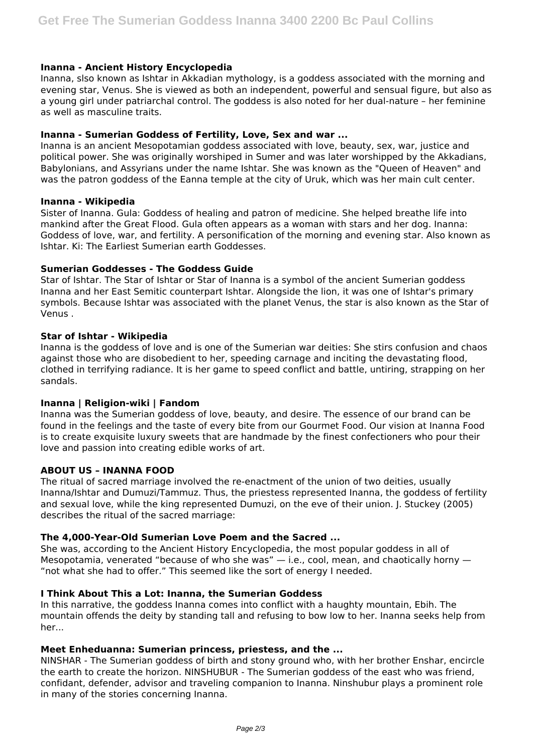### Inanna - Ancient History Encyclopedia

Inanna, slso known as Ishtar in Akkadian mythology, is a goddess associated with the morning and evening star, Venus. She is viewed as both an independent, powerful and sensual figure, but also as a young girl under patriarchal control. The goddess is also noted for her dual-nature – her feminine as well as masculine traits.

### Inanna - Sumerian Goddess of Fertility, Love, Sex and war ...

Inanna is an ancient Mesopotamian goddess associated with love, beauty, sex, war, justice and political power. She was originally worshiped in Sumer and was later worshipped by the Akkadians, Babylonians, and Assyrians under the name Ishtar. She was known as the "Queen of Heaven" and was the patron goddess of the Eanna temple at the city of Uruk, which was her main cult center.

### Inanna - Wikipedia

Sister of Inanna. Gula: Goddess of healing and patron of medicine. She helped breathe life into mankind after the Great Flood. Gula often appears as a woman with stars and her dog. Inanna: Goddess of love, war, and fertility. A personification of the morning and evening star. Also known as Ishtar. Ki: The Earliest Sumerian earth Goddesses.

### Sumerian Goddesses - The Goddess Guide

Star of Ishtar. The Star of Ishtar or Star of Inanna is a symbol of the ancient Sumerian goddess Inanna and her East Semitic counterpart Ishtar. Alongside the lion, it was one of Ishtar's primary symbols. Because Ishtar was associated with the planet Venus, the star is also known as the Star of Venus .

### Star of Ishtar - Wikipedia

Inanna is the goddess of love and is one of the Sumerian war deities: She stirs confusion and chaos against those who are disobedient to her, speeding carnage and inciting the devastating flood, clothed in terrifying radiance. It is her game to speed conflict and battle, untiring, strapping on her sandals.

### Inanna | Religion-wiki | Fandom

Inanna was the Sumerian goddess of love, beauty, and desire. The essence of our brand can be found in the feelings and the taste of every bite from our Gourmet Food. Our vision at Inanna Food is to create exquisite luxury sweets that are handmade by the finest confectioners who pour their love and passion into creating edible works of art.

### ABOUT US – INANNA FOOD

The ritual of sacred marriage involved the re-enactment of the union of two deities, usually Inanna/Ishtar and Dumuzi/Tammuz. Thus, the priestess represented Inanna, the goddess of fertility and sexual love, while the king represented Dumuzi, on the eve of their union. J. Stuckey (2005) describes the ritual of the sacred marriage:

### The 4,000-Year-Old Sumerian Love Poem and the Sacred ...

She was, according to the Ancient History Encyclopedia, the most popular goddess in all of Mesopotamia, venerated "because of who she was" — i.e., cool, mean, and chaotically horny — "not what she had to offer." This seemed like the sort of energy I needed.

### I Think About This a Lot: Inanna, the Sumerian Goddess

In this narrative, the goddess Inanna comes into conflict with a haughty mountain, Ebih. The mountain offends the deity by standing tall and refusing to bow low to her. Inanna seeks help from her...

### Meet Enheduanna: Sumerian princess, priestess, and the ...

NINSHAR - The Sumerian goddess of birth and stony ground who, with her brother Enshar, encircle the earth to create the horizon. NINSHUBUR - The Sumerian goddess of the east who was friend, confidant, defender, advisor and traveling companion to Inanna. Ninshubur plays a prominent role in many of the stories concerning Inanna.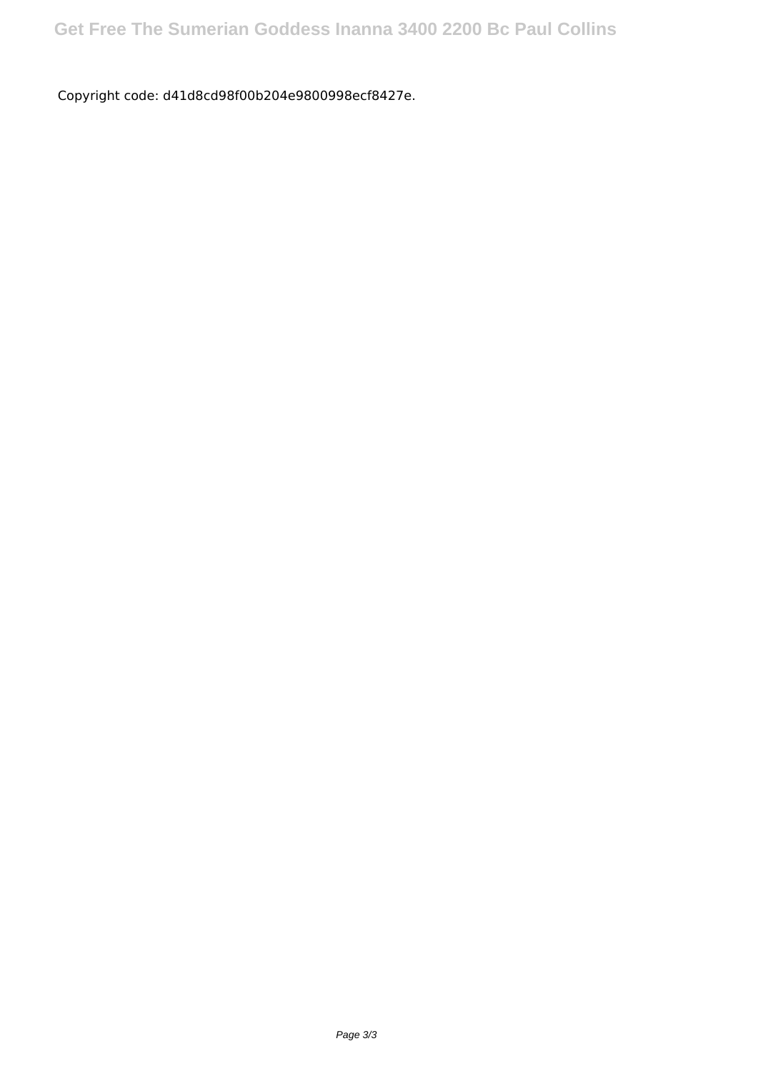Copyright code: d41d8cd98f00b204e9800998ecf8427e.